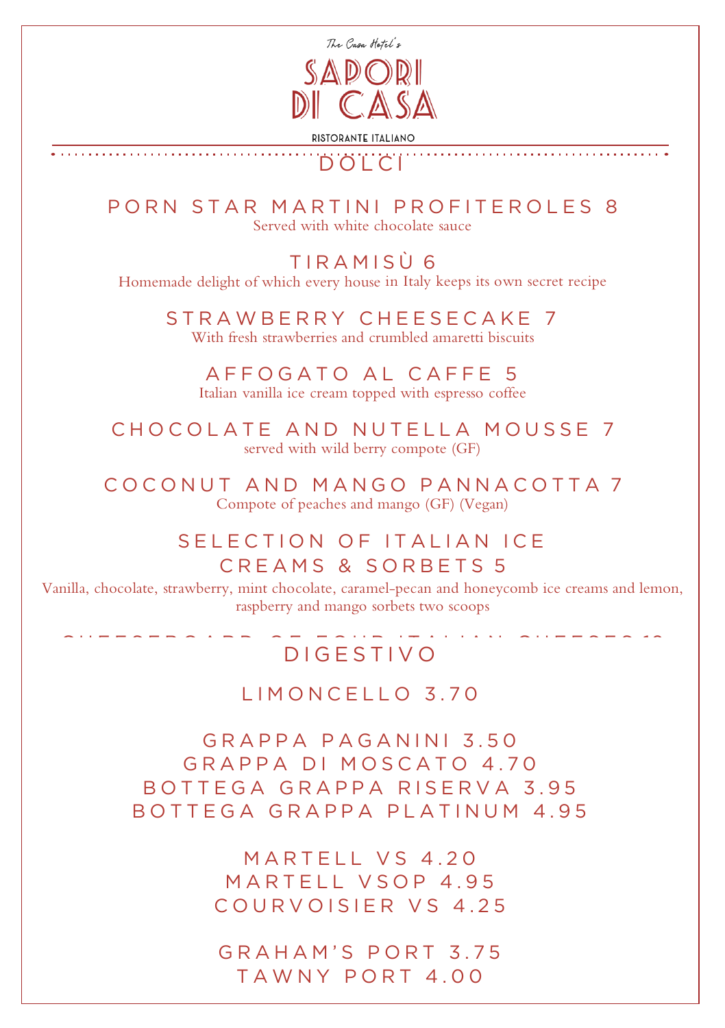The Casa Hotel's

# SAPORI DI CASA

RISTORANTE ITALIANO

## DOLCI

### PORN STAR MARTINI PROFITEROLES 8
Served with white chocolate sauce

### TIRAMISÙ 6
Homemade delight of which every house in Italy keeps its own secret recipe

### STRAWBERRY CHEESECAKE 7
With fresh strawberries and crumbled amaretti biscuits

### AFFOGATO AL CAFFE 5
Italian vanilla ice cream topped with espresso coffee

### CHOCOLATE AND NUTELLA MOUSSE 7
served with wild berry compote (GF)

### COCONUT AND MANGO PANNACOTTA 7
Compote of peaches and mango (GF) (Vegan)

### SELECTION OF ITALIAN ICE CREAMS & SORBETS 5
Vanilla, chocolate, strawberry, mint chocolate, caramel-pecan and honeycomb ice creams and lemon, raspberry and mango sorbets two scoops

CHEESEBOARD OF FOUR ITALIAN CHEESES 10

## DIGESTIVO

LIMONCELLO 3.70

GRAPPA PAGANINI 3.50
GRAPPA DI MOSCATO 4.70
BOTTEGA GRAPPA RISERVA 3.95
BOTTEGA GRAPPA PLATINUM 4.95

MARTELL VS 4.20
MARTELL VSOP 4.95
COURVOISIER VS 4.25

GRAHAM'S PORT 3.75
TAWNY PORT 4.00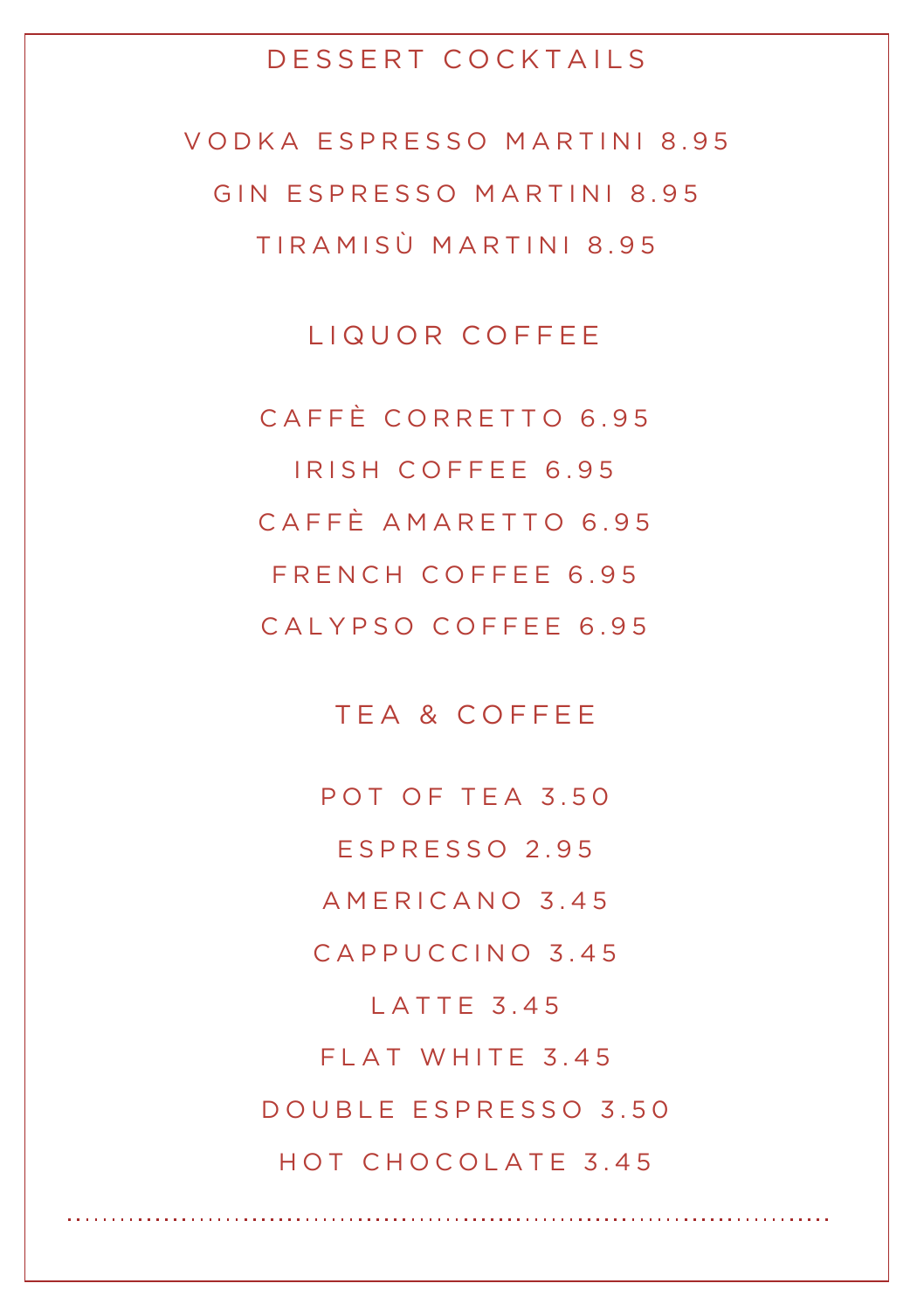## DESSERT COCKTAILS

VODKA ESPRESSO MARTINI 8.95

GIN ESPRESSO MARTINI 8.95

TIRAMISÙ MARTINI 8.95

## LIQUOR COFFEE

CAFFÈ CORRETTO 6.95

IRISH COFFEE 6.95

CAFFÈ AMARETTO 6.95

FRENCH COFFEE 6.95

CALYPSO COFFEE 6.95

## TEA & COFFEE

POT OF TEA 3.50

ESPRESSO 2.95

AMERICANO 3.45

CAPPUCCINO 3.45

LATTE 3.45

FLAT WHITE 3.45

DOUBLE ESPRESSO 3.50

HOT CHOCOLATE 3.45